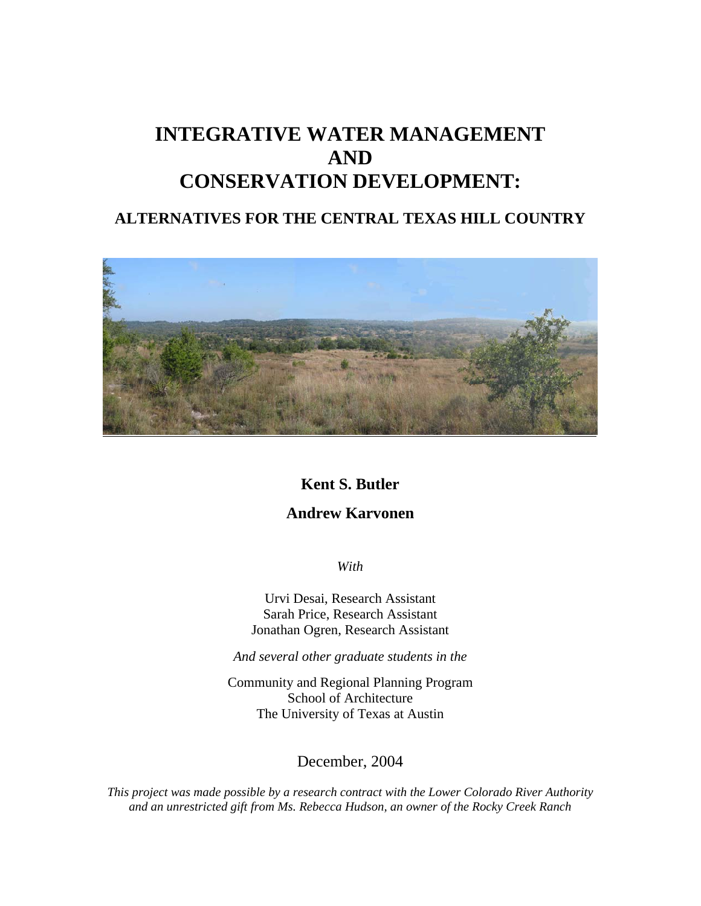# INTEGRATIVE WATER MANAGEMENT AND CONSERVATION DEVELOPMENT:

## ALTERNATIVES FOR THE CENTRAL TEXAS HILL COUNTRY

**Kent S. Butler**

**Andrew Karvonen**

*With*

Urvi Desai, Research Assistant
Sarah Price, Research Assistant
Jonathan Ogren, Research Assistant

*And several other graduate students in the*

Community and Regional Planning Program
School of Architecture
The University of Texas at Austin

December, 2004

*This project was made possible by a research contract with the Lower Colorado River Authority and an unrestricted gift from Ms. Rebecca Hudson, an owner of the Rocky Creek Ranch*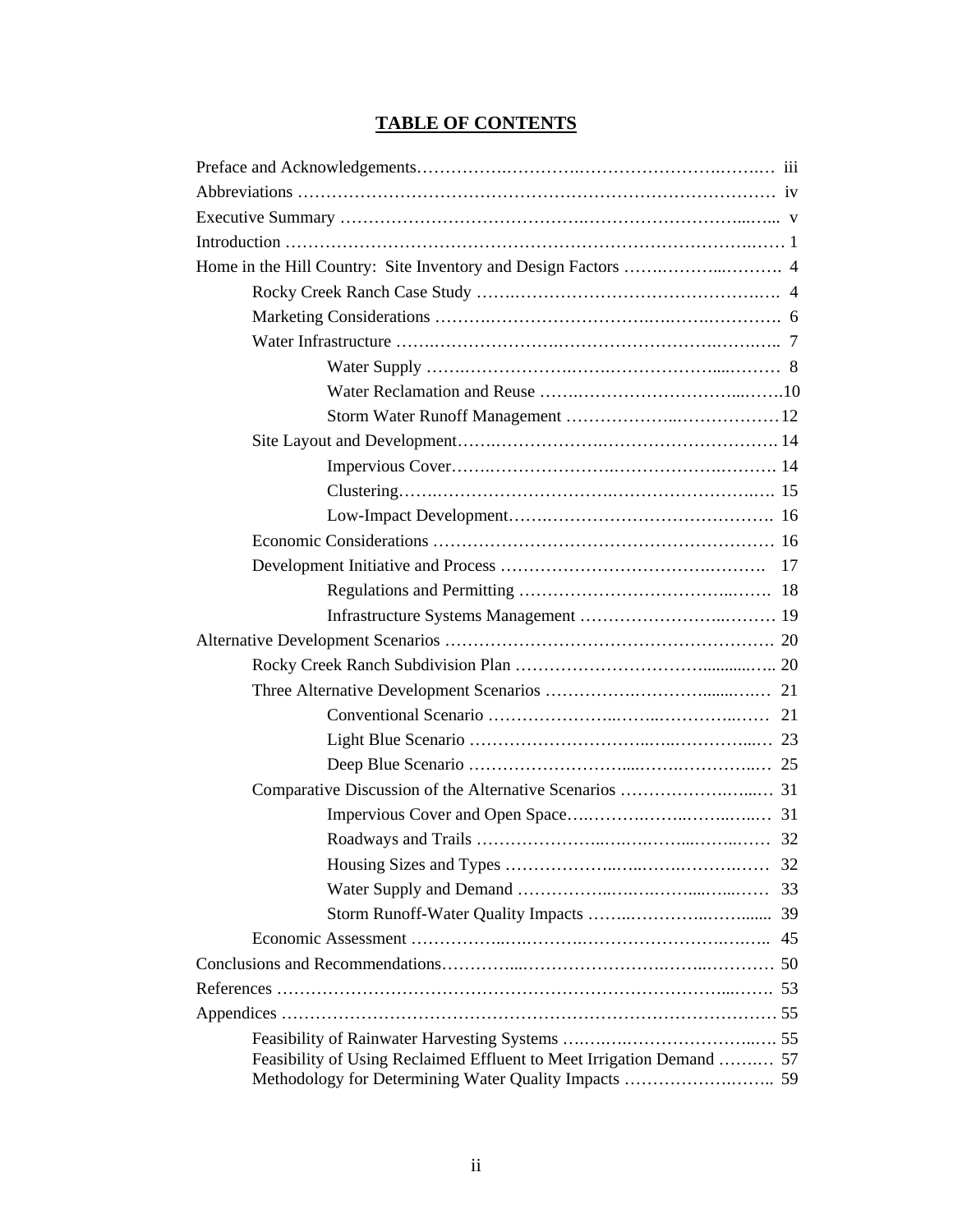## TABLE OF CONTENTS

Preface and Acknowledgements……………………………………………………… iii

Abbreviations ……………………………………………………………………… iv

Executive Summary …………………………………………………………………... v

Introduction ……………………………………………………………………………1

Home in the Hill Country: Site Inventory and Design Factors ………………………. 4

- Rocky Creek Ranch Case Study ……………………………………………… 4
- Marketing Considerations ……………………………………………………. 6
- Water Infrastructure ………………………………………………………….. 7
  - Water Supply …………………………………………………………… 8
  - Water Reclamation and Reuse ……………………………………………10
  - Storm Water Runoff Management ……………………………………… 12
- Site Layout and Development……………………………………………………. 14
  - Impervious Cover……………………………………………………… 14
  - Clustering……………………………………………………………… 15
  - Low-Impact Development……………………………………………. 16
- Economic Considerations ……………………………………………………… 16
- Development Initiative and Process ………………………………………… 17
  - Regulations and Permitting …………………………………………. 18
  - Infrastructure Systems Management ……………………………… 19

Alternative Development Scenarios ……………………………………………………. 20

- Rocky Creek Ranch Subdivision Plan ………………………………………….. 20
- Three Alternative Development Scenarios ……………………………………… 21
  - Conventional Scenario …………………………………………………… 21
  - Light Blue Scenario …………………………………………………… 23
  - Deep Blue Scenario ……………………………………………………… 25
- Comparative Discussion of the Alternative Scenarios ……………………….… 31
  - Impervious Cover and Open Space………………………………………… 31
  - Roadways and Trails ……………………………………………………… 32
  - Housing Sizes and Types ………………………………………………… 32
  - Water Supply and Demand ……………………………………………… 33
  - Storm Runoff-Water Quality Impacts …………………………………... 39
- Economic Assessment ……………………………………………………….. 45

Conclusions and Recommendations……………………………………………………… 50

References ………………………………………………………………………………. 53

Appendices ……………………………………………………………………………… 55

- Feasibility of Rainwater Harvesting Systems ………………………………….. 55
- Feasibility of Using Reclaimed Effluent to Meet Irrigation Demand ……… 57
- Methodology for Determining Water Quality Impacts ……………………….. 59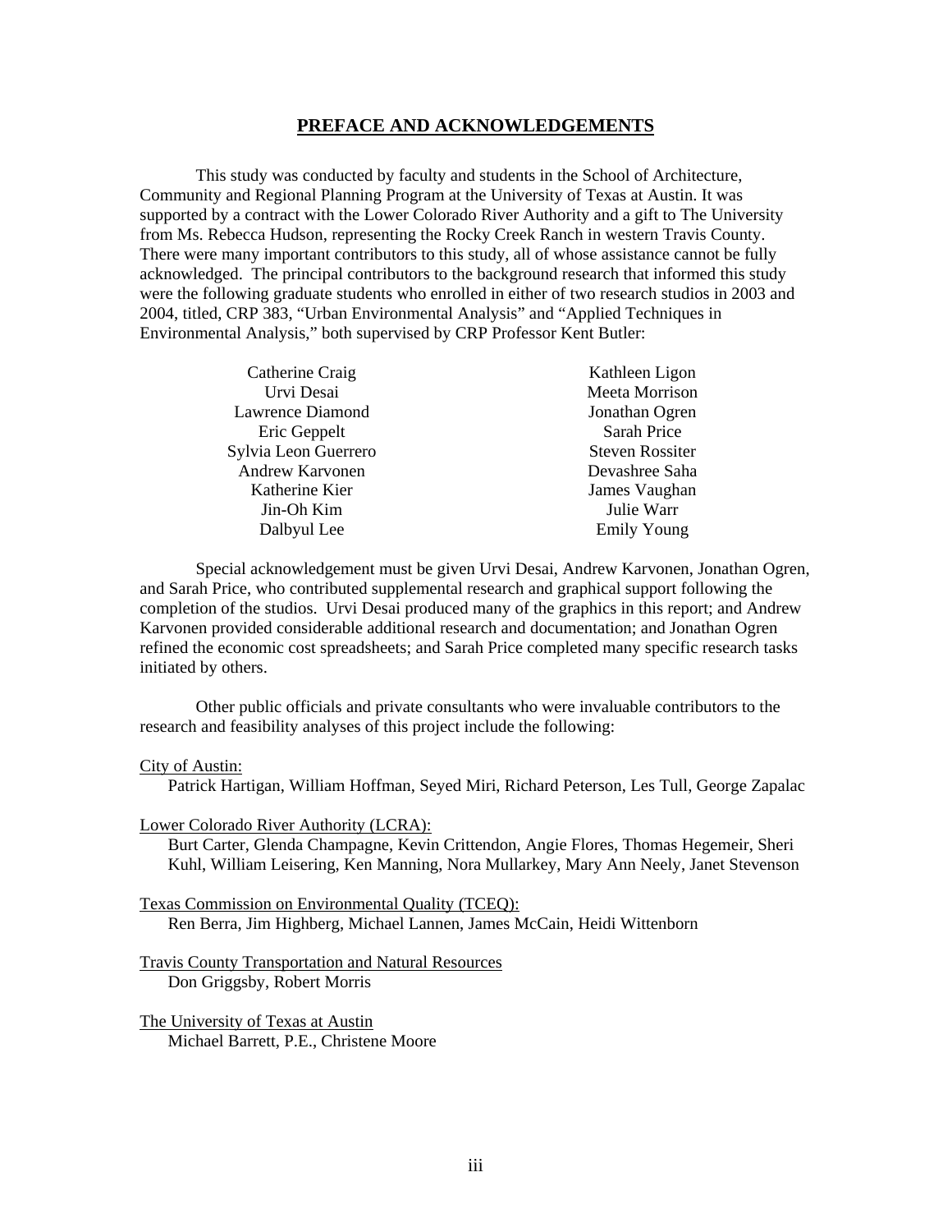## PREFACE AND ACKNOWLEDGEMENTS

This study was conducted by faculty and students in the School of Architecture, Community and Regional Planning Program at the University of Texas at Austin. It was supported by a contract with the Lower Colorado River Authority and a gift to The University from Ms. Rebecca Hudson, representing the Rocky Creek Ranch in western Travis County. There were many important contributors to this study, all of whose assistance cannot be fully acknowledged. The principal contributors to the background research that informed this study were the following graduate students who enrolled in either of two research studios in 2003 and 2004, titled, CRP 383, "Urban Environmental Analysis" and "Applied Techniques in Environmental Analysis," both supervised by CRP Professor Kent Butler:

| | |
|---|---|
| Catherine Craig | Kathleen Ligon |
| Urvi Desai | Meeta Morrison |
| Lawrence Diamond | Jonathan Ogren |
| Eric Geppelt | Sarah Price |
| Sylvia Leon Guerrero | Steven Rossiter |
| Andrew Karvonen | Devashree Saha |
| Katherine Kier | James Vaughan |
| Jin-Oh Kim | Julie Warr |
| Dalbyul Lee | Emily Young |

Special acknowledgement must be given Urvi Desai, Andrew Karvonen, Jonathan Ogren, and Sarah Price, who contributed supplemental research and graphical support following the completion of the studios. Urvi Desai produced many of the graphics in this report; and Andrew Karvonen provided considerable additional research and documentation; and Jonathan Ogren refined the economic cost spreadsheets; and Sarah Price completed many specific research tasks initiated by others.

Other public officials and private consultants who were invaluable contributors to the research and feasibility analyses of this project include the following:

City of Austin:
Patrick Hartigan, William Hoffman, Seyed Miri, Richard Peterson, Les Tull, George Zapalac

Lower Colorado River Authority (LCRA):
Burt Carter, Glenda Champagne, Kevin Crittendon, Angie Flores, Thomas Hegemeir, Sheri Kuhl, William Leisering, Ken Manning, Nora Mullarkey, Mary Ann Neely, Janet Stevenson

Texas Commission on Environmental Quality (TCEQ):
Ren Berra, Jim Highberg, Michael Lannen, James McCain, Heidi Wittenborn

Travis County Transportation and Natural Resources
Don Griggsby, Robert Morris

The University of Texas at Austin
Michael Barrett, P.E., Christene Moore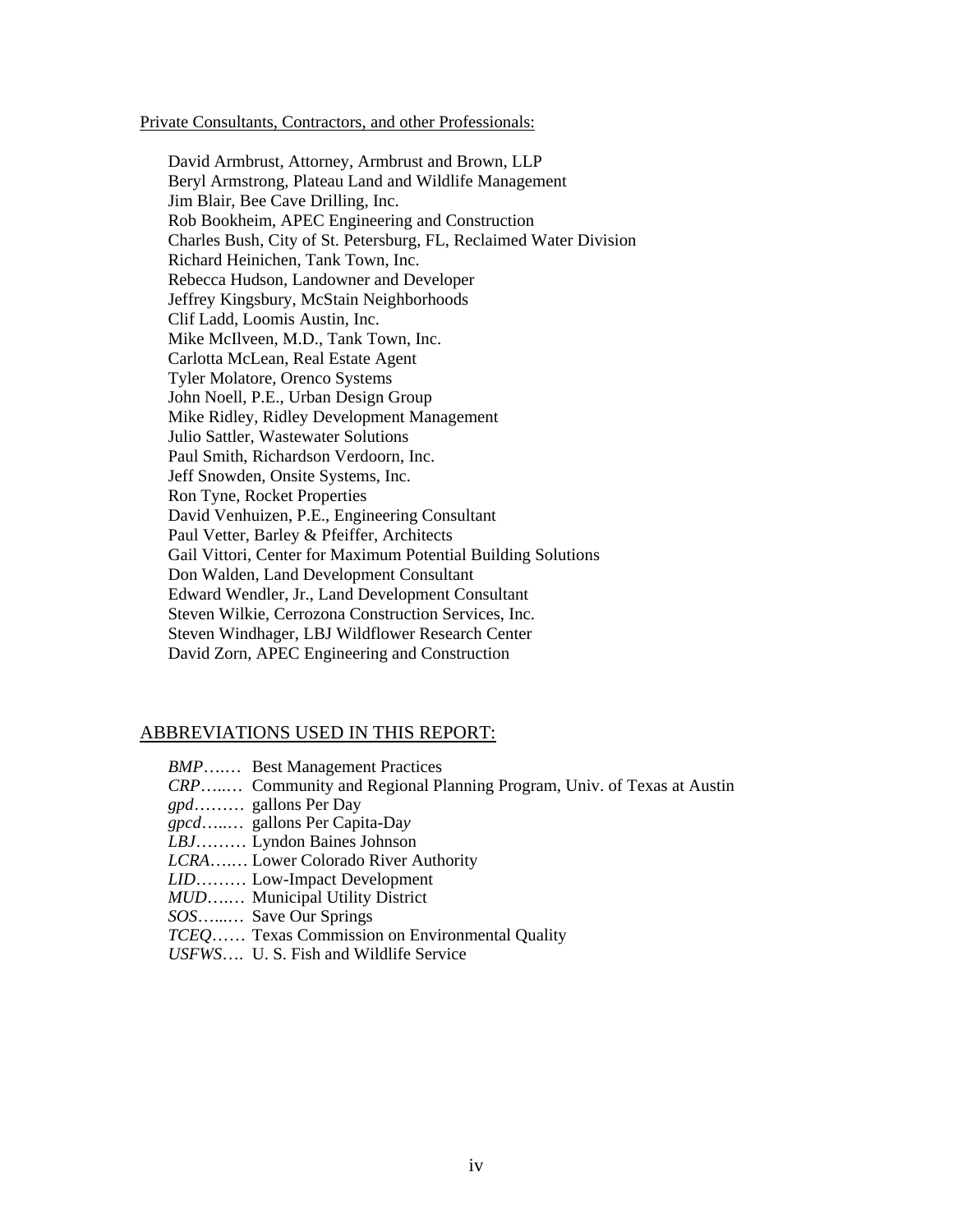Private Consultants, Contractors, and other Professionals:

David Armbrust, Attorney, Armbrust and Brown, LLP
Beryl Armstrong, Plateau Land and Wildlife Management
Jim Blair, Bee Cave Drilling, Inc.
Rob Bookheim, APEC Engineering and Construction
Charles Bush, City of St. Petersburg, FL, Reclaimed Water Division
Richard Heinichen, Tank Town, Inc.
Rebecca Hudson, Landowner and Developer
Jeffrey Kingsbury, McStain Neighborhoods
Clif Ladd, Loomis Austin, Inc.
Mike McIlveen, M.D., Tank Town, Inc.
Carlotta McLean, Real Estate Agent
Tyler Molatore, Orenco Systems
John Noell, P.E., Urban Design Group
Mike Ridley, Ridley Development Management
Julio Sattler, Wastewater Solutions
Paul Smith, Richardson Verdoorn, Inc.
Jeff Snowden, Onsite Systems, Inc.
Ron Tyne, Rocket Properties
David Venhuizen, P.E., Engineering Consultant
Paul Vetter, Barley & Pfeiffer, Architects
Gail Vittori, Center for Maximum Potential Building Solutions
Don Walden, Land Development Consultant
Edward Wendler, Jr., Land Development Consultant
Steven Wilkie, Cerrozona Construction Services, Inc.
Steven Windhager, LBJ Wildflower Research Center
David Zorn, APEC Engineering and Construction

## ABBREVIATIONS USED IN THIS REPORT:

*BMP*…..… Best Management Practices
*CRP*…..… Community and Regional Planning Program, Univ. of Texas at Austin
*gpd*……… gallons Per Day
*gpcd*…..… gallons Per Capita-Day
*LBJ*……… Lyndon Baines Johnson
*LCRA*…..… Lower Colorado River Authority
*LID*……… Low-Impact Development
*MUD*…..… Municipal Utility District
*SOS*…...… Save Our Springs
*TCEQ*…… Texas Commission on Environmental Quality
*USFWS*…. U. S. Fish and Wildlife Service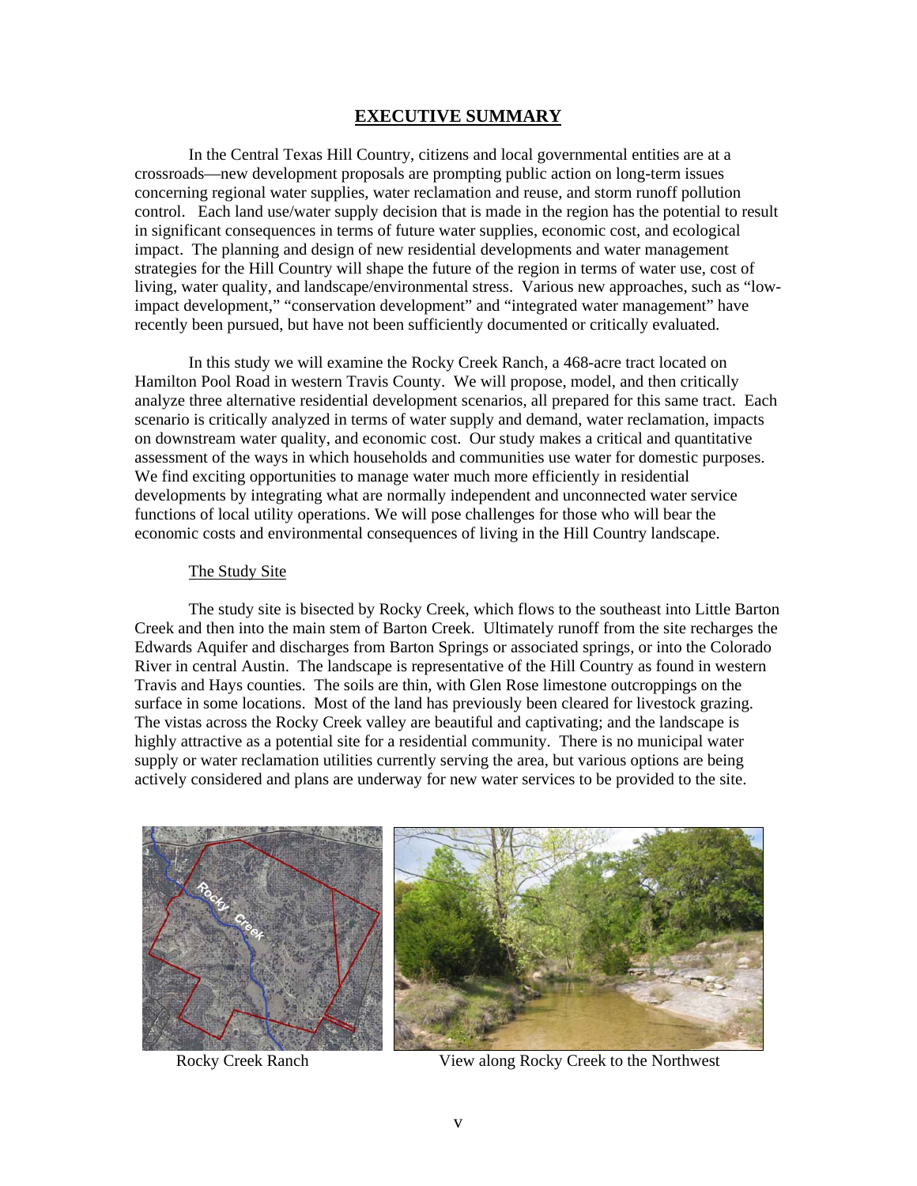# EXECUTIVE SUMMARY

In the Central Texas Hill Country, citizens and local governmental entities are at a crossroads—new development proposals are prompting public action on long-term issues concerning regional water supplies, water reclamation and reuse, and storm runoff pollution control. Each land use/water supply decision that is made in the region has the potential to result in significant consequences in terms of future water supplies, economic cost, and ecological impact. The planning and design of new residential developments and water management strategies for the Hill Country will shape the future of the region in terms of water use, cost of living, water quality, and landscape/environmental stress. Various new approaches, such as "low-impact development," "conservation development" and "integrated water management" have recently been pursued, but have not been sufficiently documented or critically evaluated.

In this study we will examine the Rocky Creek Ranch, a 468-acre tract located on Hamilton Pool Road in western Travis County. We will propose, model, and then critically analyze three alternative residential development scenarios, all prepared for this same tract. Each scenario is critically analyzed in terms of water supply and demand, water reclamation, impacts on downstream water quality, and economic cost. Our study makes a critical and quantitative assessment of the ways in which households and communities use water for domestic purposes. We find exciting opportunities to manage water much more efficiently in residential developments by integrating what are normally independent and unconnected water service functions of local utility operations. We will pose challenges for those who will bear the economic costs and environmental consequences of living in the Hill Country landscape.

## The Study Site

The study site is bisected by Rocky Creek, which flows to the southeast into Little Barton Creek and then into the main stem of Barton Creek. Ultimately runoff from the site recharges the Edwards Aquifer and discharges from Barton Springs or associated springs, or into the Colorado River in central Austin. The landscape is representative of the Hill Country as found in western Travis and Hays counties. The soils are thin, with Glen Rose limestone outcroppings on the surface in some locations. Most of the land has previously been cleared for livestock grazing. The vistas across the Rocky Creek valley are beautiful and captivating; and the landscape is highly attractive as a potential site for a residential community. There is no municipal water supply or water reclamation utilities currently serving the area, but various options are being actively considered and plans are underway for new water services to be provided to the site.

Rocky Creek Ranch

View along Rocky Creek to the Northwest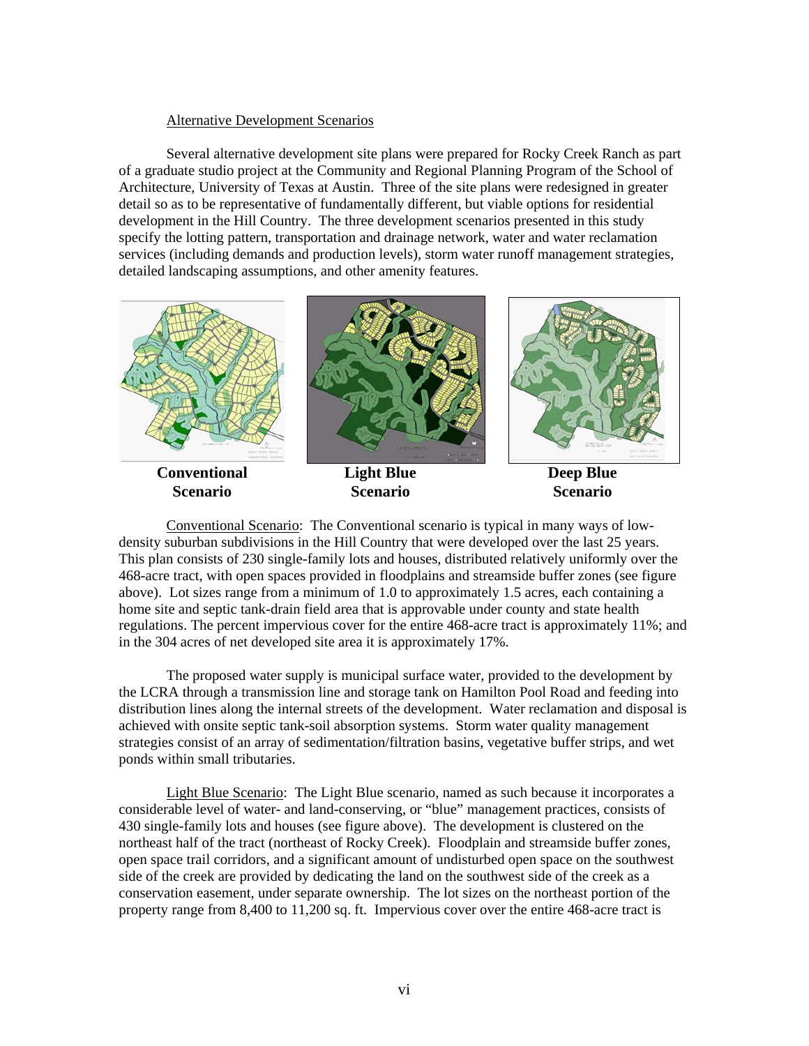Alternative Development Scenarios

Several alternative development site plans were prepared for Rocky Creek Ranch as part of a graduate studio project at the Community and Regional Planning Program of the School of Architecture, University of Texas at Austin. Three of the site plans were redesigned in greater detail so as to be representative of fundamentally different, but viable options for residential development in the Hill Country. The three development scenarios presented in this study specify the lotting pattern, transportation and drainage network, water and water reclamation services (including demands and production levels), storm water runoff management strategies, detailed landscaping assumptions, and other amenity features.

**Conventional Scenario**

**Light Blue Scenario**

**Deep Blue Scenario**

Conventional Scenario: The Conventional scenario is typical in many ways of low-density suburban subdivisions in the Hill Country that were developed over the last 25 years. This plan consists of 230 single-family lots and houses, distributed relatively uniformly over the 468-acre tract, with open spaces provided in floodplains and streamside buffer zones (see figure above). Lot sizes range from a minimum of 1.0 to approximately 1.5 acres, each containing a home site and septic tank-drain field area that is approvable under county and state health regulations. The percent impervious cover for the entire 468-acre tract is approximately 11%; and in the 304 acres of net developed site area it is approximately 17%.

The proposed water supply is municipal surface water, provided to the development by the LCRA through a transmission line and storage tank on Hamilton Pool Road and feeding into distribution lines along the internal streets of the development. Water reclamation and disposal is achieved with onsite septic tank-soil absorption systems. Storm water quality management strategies consist of an array of sedimentation/filtration basins, vegetative buffer strips, and wet ponds within small tributaries.

Light Blue Scenario: The Light Blue scenario, named as such because it incorporates a considerable level of water- and land-conserving, or "blue" management practices, consists of 430 single-family lots and houses (see figure above). The development is clustered on the northeast half of the tract (northeast of Rocky Creek). Floodplain and streamside buffer zones, open space trail corridors, and a significant amount of undisturbed open space on the southwest side of the creek are provided by dedicating the land on the southwest side of the creek as a conservation easement, under separate ownership. The lot sizes on the northeast portion of the property range from 8,400 to 11,200 sq. ft. Impervious cover over the entire 468-acre tract is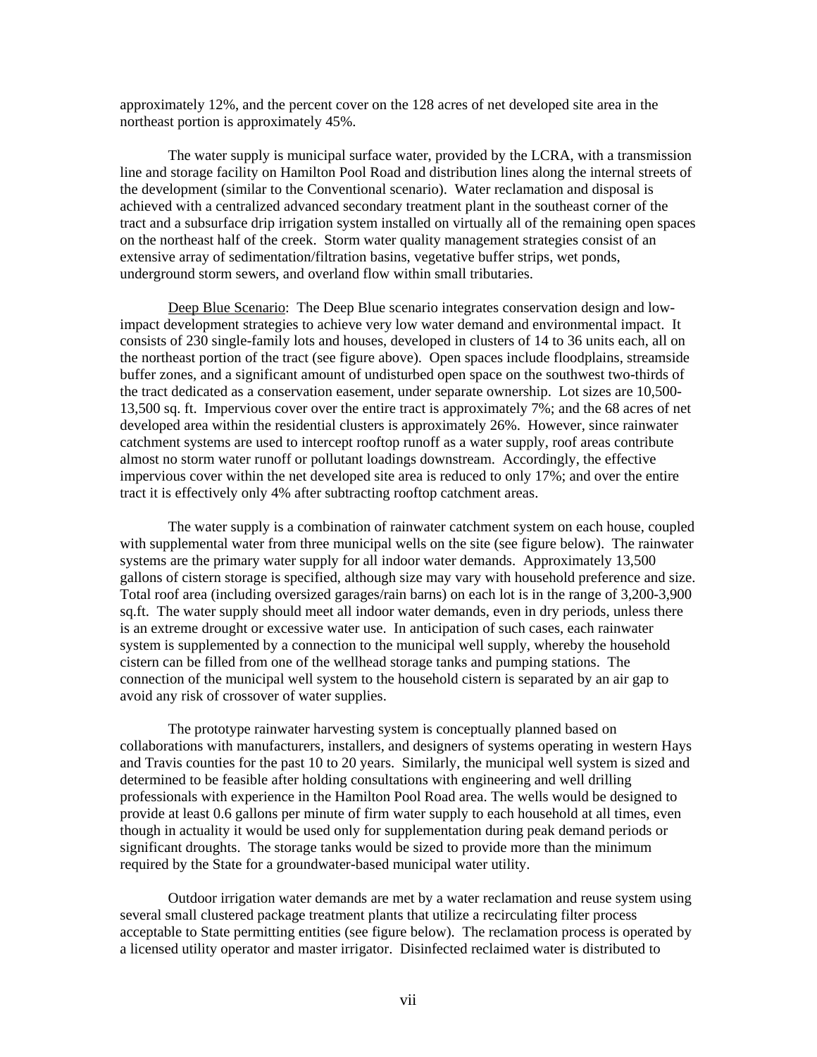approximately 12%, and the percent cover on the 128 acres of net developed site area in the northeast portion is approximately 45%.

The water supply is municipal surface water, provided by the LCRA, with a transmission line and storage facility on Hamilton Pool Road and distribution lines along the internal streets of the development (similar to the Conventional scenario). Water reclamation and disposal is achieved with a centralized advanced secondary treatment plant in the southeast corner of the tract and a subsurface drip irrigation system installed on virtually all of the remaining open spaces on the northeast half of the creek. Storm water quality management strategies consist of an extensive array of sedimentation/filtration basins, vegetative buffer strips, wet ponds, underground storm sewers, and overland flow within small tributaries.

Deep Blue Scenario: The Deep Blue scenario integrates conservation design and low-impact development strategies to achieve very low water demand and environmental impact. It consists of 230 single-family lots and houses, developed in clusters of 14 to 36 units each, all on the northeast portion of the tract (see figure above). Open spaces include floodplains, streamside buffer zones, and a significant amount of undisturbed open space on the southwest two-thirds of the tract dedicated as a conservation easement, under separate ownership. Lot sizes are 10,500-13,500 sq. ft. Impervious cover over the entire tract is approximately 7%; and the 68 acres of net developed area within the residential clusters is approximately 26%. However, since rainwater catchment systems are used to intercept rooftop runoff as a water supply, roof areas contribute almost no storm water runoff or pollutant loadings downstream. Accordingly, the effective impervious cover within the net developed site area is reduced to only 17%; and over the entire tract it is effectively only 4% after subtracting rooftop catchment areas.

The water supply is a combination of rainwater catchment system on each house, coupled with supplemental water from three municipal wells on the site (see figure below). The rainwater systems are the primary water supply for all indoor water demands. Approximately 13,500 gallons of cistern storage is specified, although size may vary with household preference and size. Total roof area (including oversized garages/rain barns) on each lot is in the range of 3,200-3,900 sq.ft. The water supply should meet all indoor water demands, even in dry periods, unless there is an extreme drought or excessive water use. In anticipation of such cases, each rainwater system is supplemented by a connection to the municipal well supply, whereby the household cistern can be filled from one of the wellhead storage tanks and pumping stations. The connection of the municipal well system to the household cistern is separated by an air gap to avoid any risk of crossover of water supplies.

The prototype rainwater harvesting system is conceptually planned based on collaborations with manufacturers, installers, and designers of systems operating in western Hays and Travis counties for the past 10 to 20 years. Similarly, the municipal well system is sized and determined to be feasible after holding consultations with engineering and well drilling professionals with experience in the Hamilton Pool Road area. The wells would be designed to provide at least 0.6 gallons per minute of firm water supply to each household at all times, even though in actuality it would be used only for supplementation during peak demand periods or significant droughts. The storage tanks would be sized to provide more than the minimum required by the State for a groundwater-based municipal water utility.

Outdoor irrigation water demands are met by a water reclamation and reuse system using several small clustered package treatment plants that utilize a recirculating filter process acceptable to State permitting entities (see figure below). The reclamation process is operated by a licensed utility operator and master irrigator. Disinfected reclaimed water is distributed to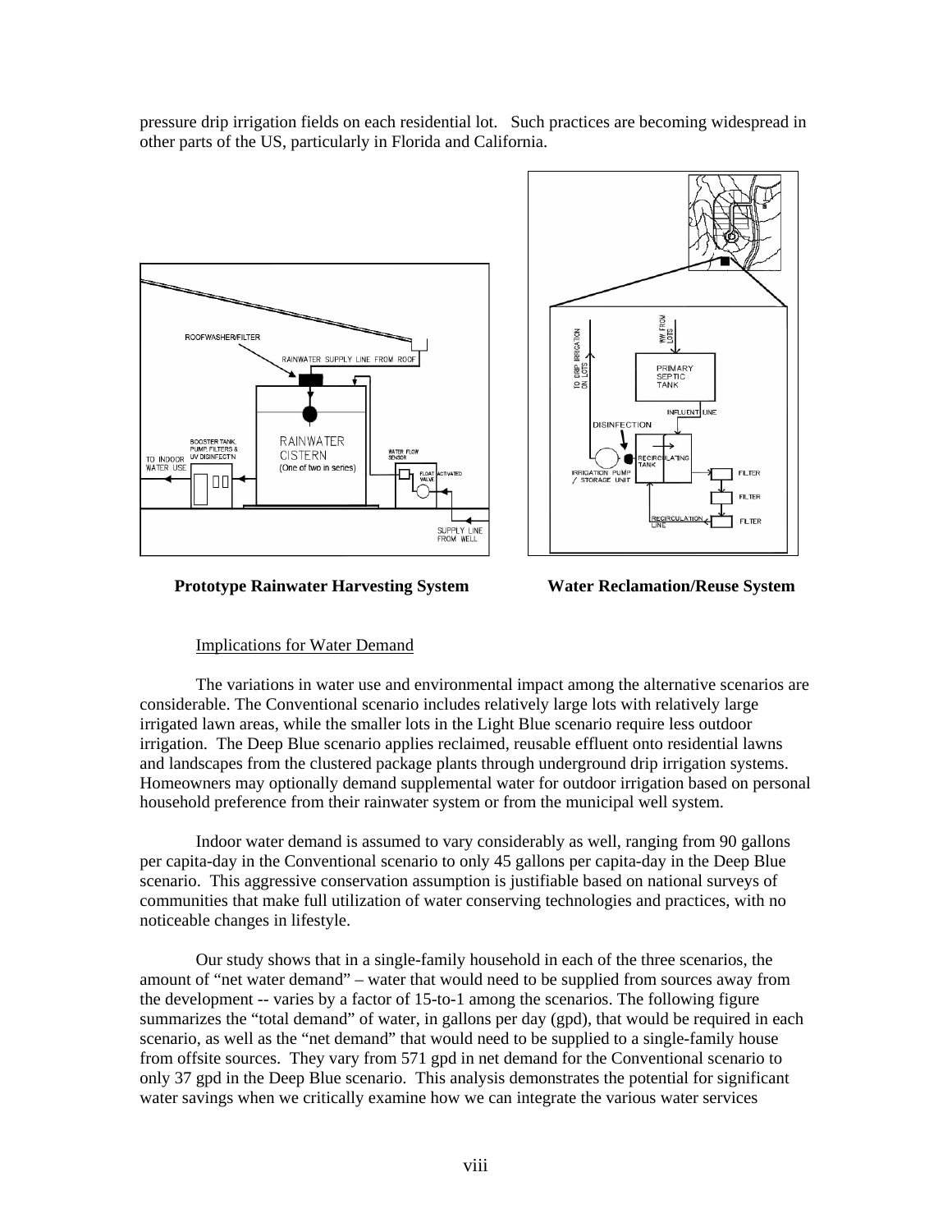pressure drip irrigation fields on each residential lot. Such practices are becoming widespread in other parts of the US, particularly in Florida and California.

ROOFWASHER/FILTER
RAINWATER SUPPLY LINE FROM ROOF
RAINWATER CISTERN (One of two in series)
BOOSTER TANK, PUMP, FILTERS & UV DISINFECTN
TO INDOOR WATER USE
WATER FLOW SENSOR
FLOAT ACTIVATED VALVE
SUPPLY LINE FROM WELL

**Prototype Rainwater Harvesting System**

WW FROM LOTS
TO DRIP IRRIGATION ON LOTS
PRIMARY SEPTIC TANK
INFLUENT LINE
DISINFECTION
RECIRCULATING TANK
IRRIGATION PUMP / STORAGE UNIT
FILTER
FILTER
RECIRCULATION LINE
FILTER

**Water Reclamation/Reuse System**

Implications for Water Demand

The variations in water use and environmental impact among the alternative scenarios are considerable. The Conventional scenario includes relatively large lots with relatively large irrigated lawn areas, while the smaller lots in the Light Blue scenario require less outdoor irrigation. The Deep Blue scenario applies reclaimed, reusable effluent onto residential lawns and landscapes from the clustered package plants through underground drip irrigation systems. Homeowners may optionally demand supplemental water for outdoor irrigation based on personal household preference from their rainwater system or from the municipal well system.

Indoor water demand is assumed to vary considerably as well, ranging from 90 gallons per capita-day in the Conventional scenario to only 45 gallons per capita-day in the Deep Blue scenario. This aggressive conservation assumption is justifiable based on national surveys of communities that make full utilization of water conserving technologies and practices, with no noticeable changes in lifestyle.

Our study shows that in a single-family household in each of the three scenarios, the amount of "net water demand" – water that would need to be supplied from sources away from the development -- varies by a factor of 15-to-1 among the scenarios. The following figure summarizes the "total demand" of water, in gallons per day (gpd), that would be required in each scenario, as well as the "net demand" that would need to be supplied to a single-family house from offsite sources. They vary from 571 gpd in net demand for the Conventional scenario to only 37 gpd in the Deep Blue scenario. This analysis demonstrates the potential for significant water savings when we critically examine how we can integrate the various water services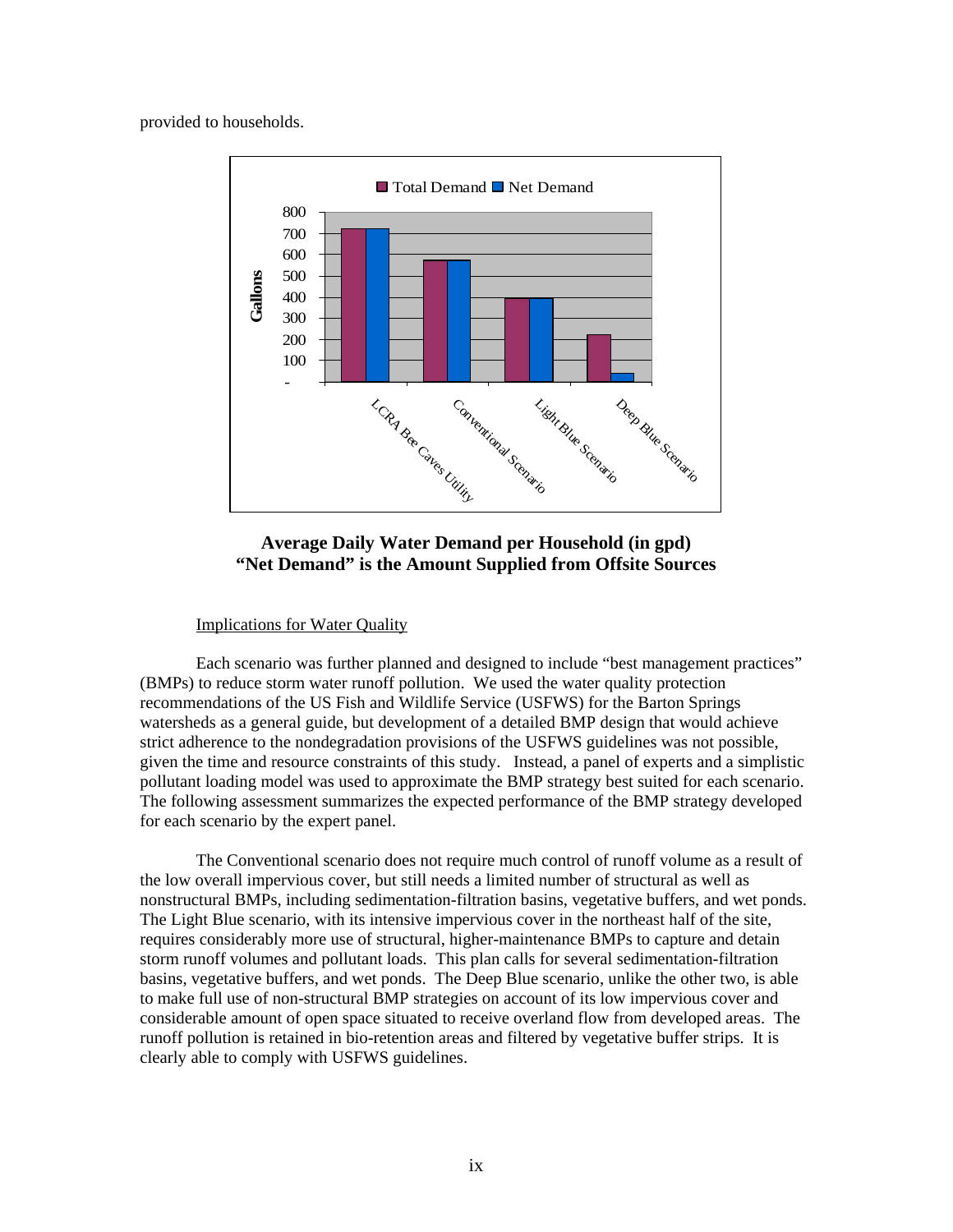provided to households.

Total Demand
Net Demand

Gallons

800
700
600
500
400
300
200
100
-

LCRA Bee Caves Utility
Conventional Scenario
Light Blue Scenario
Deep Blue Scenario

**Average Daily Water Demand per Household (in gpd)**
**"Net Demand" is the Amount Supplied from Offsite Sources**

Implications for Water Quality

Each scenario was further planned and designed to include "best management practices" (BMPs) to reduce storm water runoff pollution. We used the water quality protection recommendations of the US Fish and Wildlife Service (USFWS) for the Barton Springs watersheds as a general guide, but development of a detailed BMP design that would achieve strict adherence to the nondegradation provisions of the USFWS guidelines was not possible, given the time and resource constraints of this study. Instead, a panel of experts and a simplistic pollutant loading model was used to approximate the BMP strategy best suited for each scenario. The following assessment summarizes the expected performance of the BMP strategy developed for each scenario by the expert panel.

The Conventional scenario does not require much control of runoff volume as a result of the low overall impervious cover, but still needs a limited number of structural as well as nonstructural BMPs, including sedimentation-filtration basins, vegetative buffers, and wet ponds. The Light Blue scenario, with its intensive impervious cover in the northeast half of the site, requires considerably more use of structural, higher-maintenance BMPs to capture and detain storm runoff volumes and pollutant loads. This plan calls for several sedimentation-filtration basins, vegetative buffers, and wet ponds. The Deep Blue scenario, unlike the other two, is able to make full use of non-structural BMP strategies on account of its low impervious cover and considerable amount of open space situated to receive overland flow from developed areas. The runoff pollution is retained in bio-retention areas and filtered by vegetative buffer strips. It is clearly able to comply with USFWS guidelines.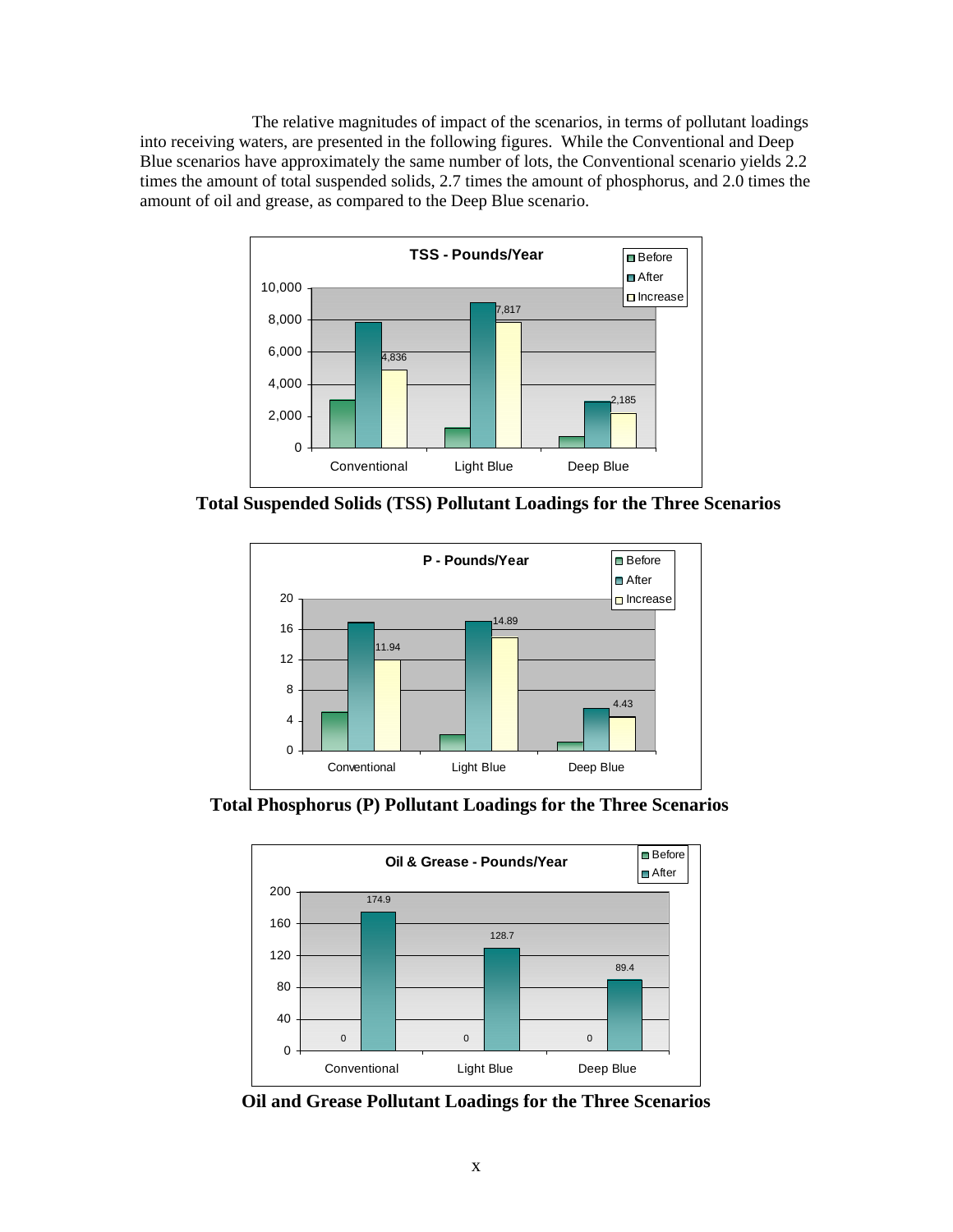The relative magnitudes of impact of the scenarios, in terms of pollutant loadings into receiving waters, are presented in the following figures. While the Conventional and Deep Blue scenarios have approximately the same number of lots, the Conventional scenario yields 2.2 times the amount of total suspended solids, 2.7 times the amount of phosphorus, and 2.0 times the amount of oil and grease, as compared to the Deep Blue scenario.

TSS - Pounds/Year

Before
After
Increase

10,000
8,000
6,000
4,000
2,000
0

4,836
7,817
2,185

Conventional
Light Blue
Deep Blue

**Total Suspended Solids (TSS) Pollutant Loadings for the Three Scenarios**

P - Pounds/Year

Before
After
Increase

20
16
12
8
4
0

11.94
14.89
4.43

Conventional
Light Blue
Deep Blue

**Total Phosphorus (P) Pollutant Loadings for the Three Scenarios**

Oil & Grease - Pounds/Year

Before
After

200
160
120
80
40
0

0
174.9
0
128.7
0
89.4

Conventional
Light Blue
Deep Blue

**Oil and Grease Pollutant Loadings for the Three Scenarios**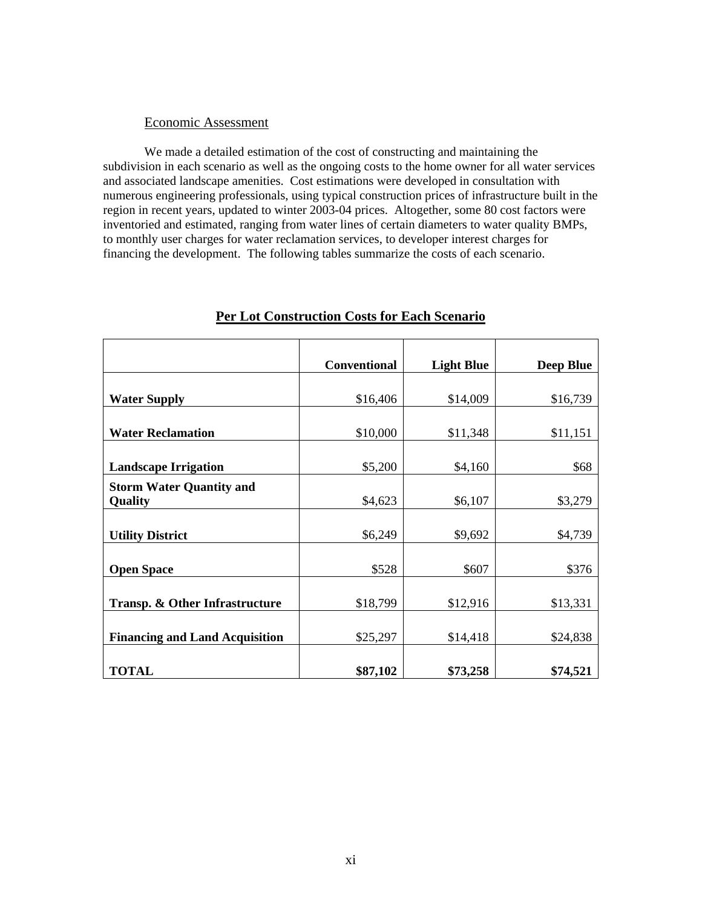## Economic Assessment

We made a detailed estimation of the cost of constructing and maintaining the subdivision in each scenario as well as the ongoing costs to the home owner for all water services and associated landscape amenities. Cost estimations were developed in consultation with numerous engineering professionals, using typical construction prices of infrastructure built in the region in recent years, updated to winter 2003-04 prices. Altogether, some 80 cost factors were inventoried and estimated, ranging from water lines of certain diameters to water quality BMPs, to monthly user charges for water reclamation services, to developer interest charges for financing the development. The following tables summarize the costs of each scenario.

### Per Lot Construction Costs for Each Scenario

| | Conventional | Light Blue | Deep Blue |
|---|---:|---:|---:|
| **Water Supply** | $16,406 | $14,009 | $16,739 |
| **Water Reclamation** | $10,000 | $11,348 | $11,151 |
| **Landscape Irrigation** | $5,200 | $4,160 | $68 |
| **Storm Water Quantity and Quality** | $4,623 | $6,107 | $3,279 |
| **Utility District** | $6,249 | $9,692 | $4,739 |
| **Open Space** | $528 | $607 | $376 |
| **Transp. & Other Infrastructure** | $18,799 | $12,916 | $13,331 |
| **Financing and Land Acquisition** | $25,297 | $14,418 | $24,838 |
| **TOTAL** | **$87,102** | **$73,258** | **$74,521** |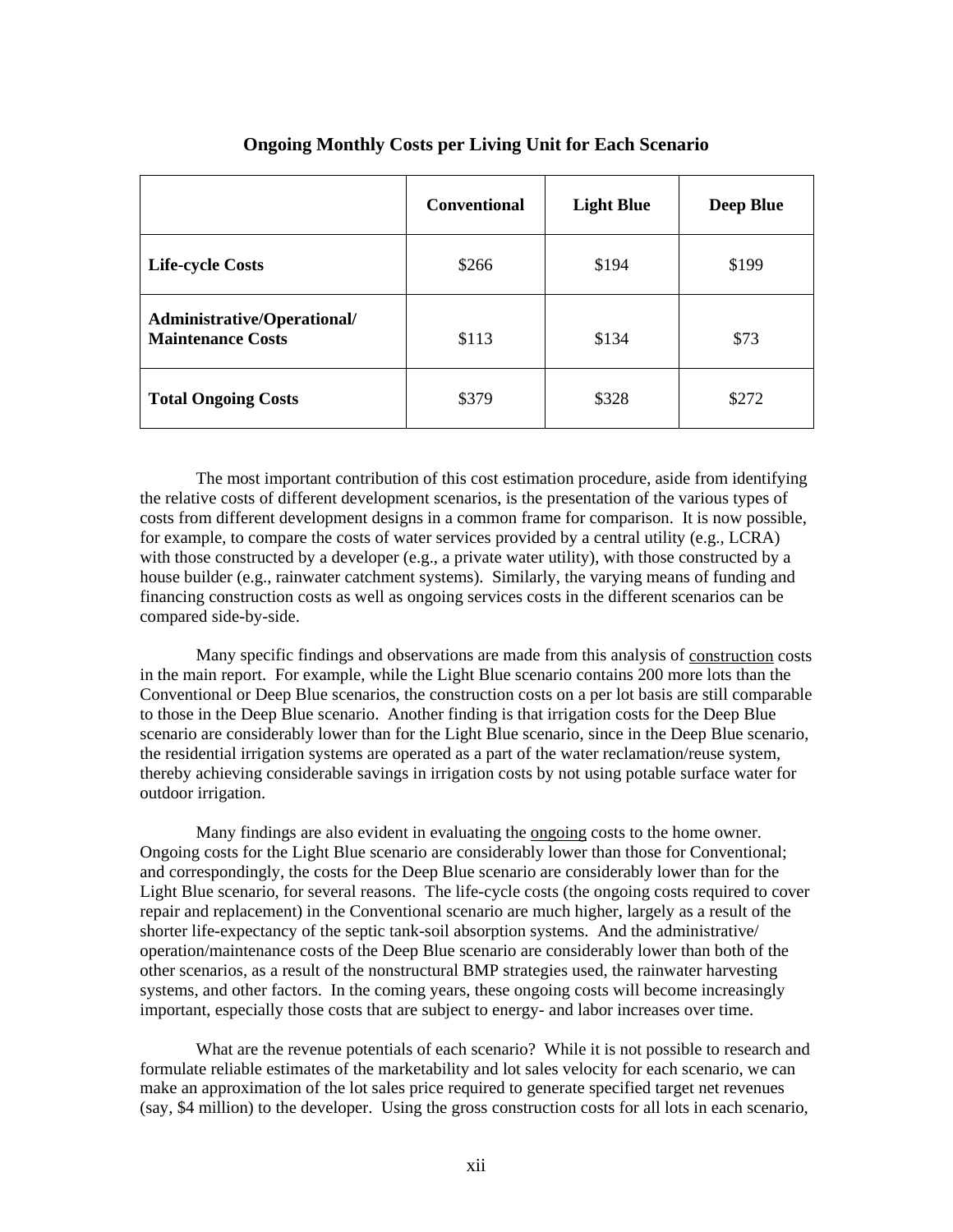**Ongoing Monthly Costs per Living Unit for Each Scenario**

| | Conventional | Light Blue | Deep Blue |
|---|---|---|---|
| **Life-cycle Costs** | $266 | $194 | $199 |
| **Administrative/Operational/ Maintenance Costs** | $113 | $134 | $73 |
| **Total Ongoing Costs** | $379 | $328 | $272 |

The most important contribution of this cost estimation procedure, aside from identifying the relative costs of different development scenarios, is the presentation of the various types of costs from different development designs in a common frame for comparison. It is now possible, for example, to compare the costs of water services provided by a central utility (e.g., LCRA) with those constructed by a developer (e.g., a private water utility), with those constructed by a house builder (e.g., rainwater catchment systems). Similarly, the varying means of funding and financing construction costs as well as ongoing services costs in the different scenarios can be compared side-by-side.

Many specific findings and observations are made from this analysis of construction costs in the main report. For example, while the Light Blue scenario contains 200 more lots than the Conventional or Deep Blue scenarios, the construction costs on a per lot basis are still comparable to those in the Deep Blue scenario. Another finding is that irrigation costs for the Deep Blue scenario are considerably lower than for the Light Blue scenario, since in the Deep Blue scenario, the residential irrigation systems are operated as a part of the water reclamation/reuse system, thereby achieving considerable savings in irrigation costs by not using potable surface water for outdoor irrigation.

Many findings are also evident in evaluating the ongoing costs to the home owner. Ongoing costs for the Light Blue scenario are considerably lower than those for Conventional; and correspondingly, the costs for the Deep Blue scenario are considerably lower than for the Light Blue scenario, for several reasons. The life-cycle costs (the ongoing costs required to cover repair and replacement) in the Conventional scenario are much higher, largely as a result of the shorter life-expectancy of the septic tank-soil absorption systems. And the administrative/ operation/maintenance costs of the Deep Blue scenario are considerably lower than both of the other scenarios, as a result of the nonstructural BMP strategies used, the rainwater harvesting systems, and other factors. In the coming years, these ongoing costs will become increasingly important, especially those costs that are subject to energy- and labor increases over time.

What are the revenue potentials of each scenario? While it is not possible to research and formulate reliable estimates of the marketability and lot sales velocity for each scenario, we can make an approximation of the lot sales price required to generate specified target net revenues (say, $4 million) to the developer. Using the gross construction costs for all lots in each scenario,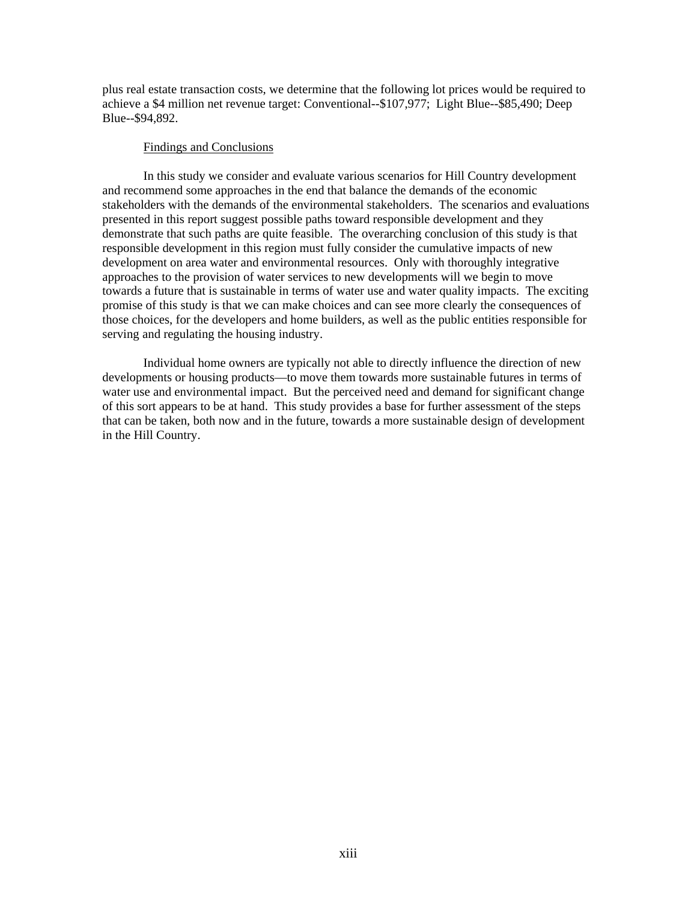plus real estate transaction costs, we determine that the following lot prices would be required to achieve a $4 million net revenue target: Conventional--$107,977; Light Blue--$85,490; Deep Blue--$94,892.

Findings and Conclusions

In this study we consider and evaluate various scenarios for Hill Country development and recommend some approaches in the end that balance the demands of the economic stakeholders with the demands of the environmental stakeholders. The scenarios and evaluations presented in this report suggest possible paths toward responsible development and they demonstrate that such paths are quite feasible. The overarching conclusion of this study is that responsible development in this region must fully consider the cumulative impacts of new development on area water and environmental resources. Only with thoroughly integrative approaches to the provision of water services to new developments will we begin to move towards a future that is sustainable in terms of water use and water quality impacts. The exciting promise of this study is that we can make choices and can see more clearly the consequences of those choices, for the developers and home builders, as well as the public entities responsible for serving and regulating the housing industry.

Individual home owners are typically not able to directly influence the direction of new developments or housing products—to move them towards more sustainable futures in terms of water use and environmental impact. But the perceived need and demand for significant change of this sort appears to be at hand. This study provides a base for further assessment of the steps that can be taken, both now and in the future, towards a more sustainable design of development in the Hill Country.